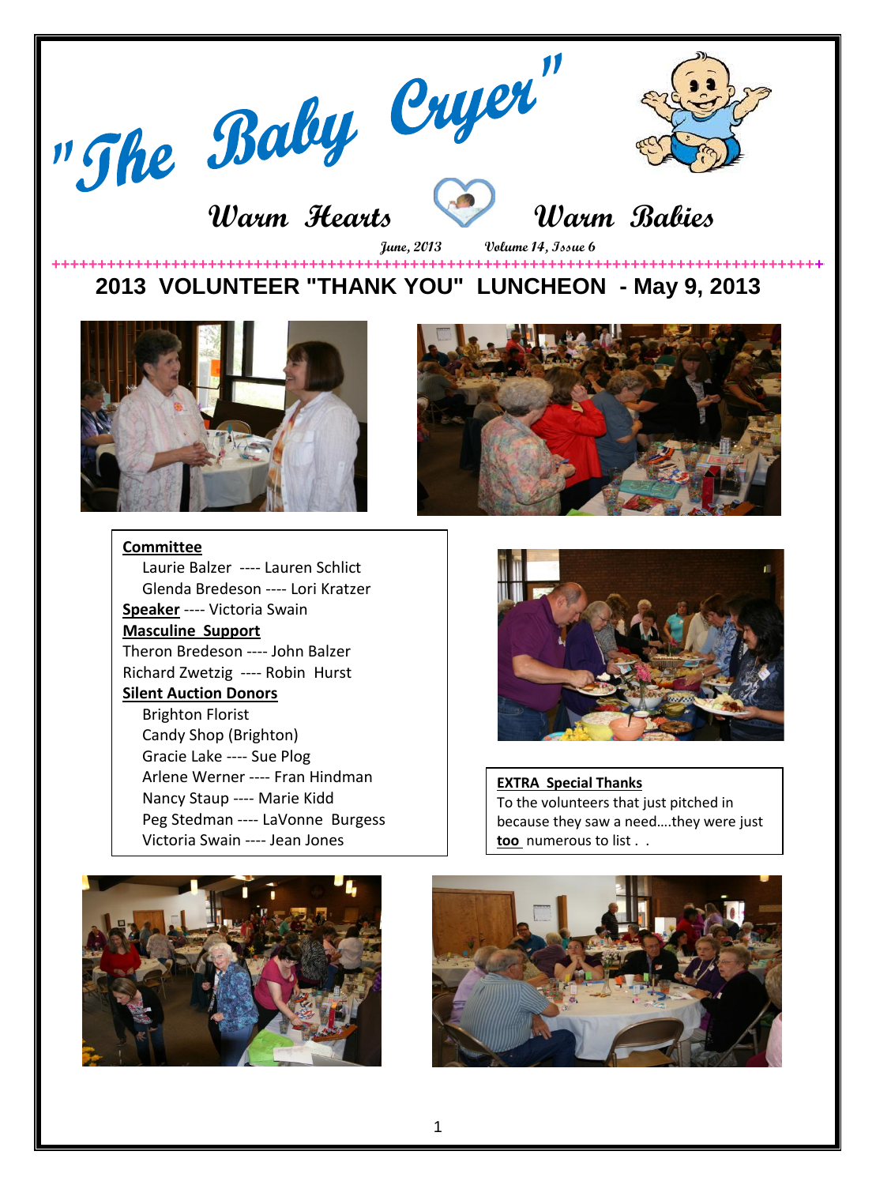# "The Baby Cryer"

**Warm Hearts Warm Babies**

**June, 2013 Volume 14, Issue 6**

## 2013 VOLUNTEER "THANK YOU" LUNCHEON - May 9, 2013

**Committee**

Laurie Balzer ---- Lauren Schlict

Glenda Bredeson ---- Lori Kratzer

**Speaker** ---- Victoria Swain

**Masculine Support**

Theron Bredeson ---- John Balzer

Richard Zwetzig ---- Robin Hurst

**Silent Auction Donors**

Brighton Florist

Candy Shop (Brighton)

Gracie Lake ---- Sue Plog

Arlene Werner ---- Fran Hindman

Nancy Staup ---- Marie Kidd

Peg Stedman ---- LaVonne Burgess

Victoria Swain ---- Jean Jones

**EXTRA Special Thanks**

To the volunteers that just pitched in because they saw a need….they were just **too** numerous to list . .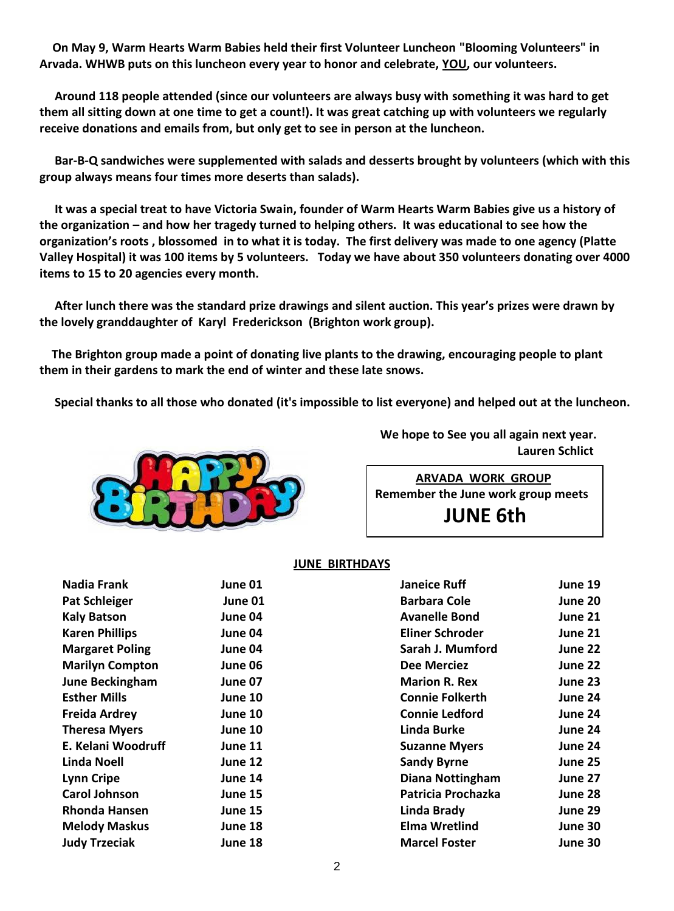**On May 9, Warm Hearts Warm Babies held their first Volunteer Luncheon "Blooming Volunteers" in Arvada. WHWB puts on this luncheon every year to honor and celebrate, YOU, our volunteers.**

**Around 118 people attended (since our volunteers are always busy with something it was hard to get them all sitting down at one time to get a count!). It was great catching up with volunteers we regularly receive donations and emails from, but only get to see in person at the luncheon.**

**Bar-B-Q sandwiches were supplemented with salads and desserts brought by volunteers (which with this group always means four times more deserts than salads).**

**It was a special treat to have Victoria Swain, founder of Warm Hearts Warm Babies give us a history of the organization – and how her tragedy turned to helping others. It was educational to see how the organization's roots , blossomed in to what it is today. The first delivery was made to one agency (Platte Valley Hospital) it was 100 items by 5 volunteers. Today we have about 350 volunteers donating over 4000 items to 15 to 20 agencies every month.**

**After lunch there was the standard prize drawings and silent auction. This year's prizes were drawn by the lovely granddaughter of Karyl Frederickson (Brighton work group).**

**The Brighton group made a point of donating live plants to the drawing, encouraging people to plant them in their gardens to mark the end of winter and these late snows.**

**Special thanks to all those who donated (it's impossible to list everyone) and helped out at the luncheon.**

**We hope to See you all again next year.**
**Lauren Schlict**

**ARVADA WORK GROUP**
**Remember the June work group meets**
## JUNE 6th

**JUNE BIRTHDAYS**

| Name | Date | Name | Date |
|---|---|---|---|
| Nadia Frank | June 01 | Janeice Ruff | June 19 |
| Pat Schleiger | June 01 | Barbara Cole | June 20 |
| Kaly Batson | June 04 | Avanelle Bond | June 21 |
| Karen Phillips | June 04 | Eliner Schroder | June 21 |
| Margaret Poling | June 04 | Sarah J. Mumford | June 22 |
| Marilyn Compton | June 06 | Dee Merciez | June 22 |
| June Beckingham | June 07 | Marion R. Rex | June 23 |
| Esther Mills | June 10 | Connie Folkerth | June 24 |
| Freida Ardrey | June 10 | Connie Ledford | June 24 |
| Theresa Myers | June 10 | Linda Burke | June 24 |
| E. Kelani Woodruff | June 11 | Suzanne Myers | June 24 |
| Linda Noell | June 12 | Sandy Byrne | June 25 |
| Lynn Cripe | June 14 | Diana Nottingham | June 27 |
| Carol Johnson | June 15 | Patricia Prochazka | June 28 |
| Rhonda Hansen | June 15 | Linda Brady | June 29 |
| Melody Maskus | June 18 | Elma Wretlind | June 30 |
| Judy Trzeciak | June 18 | Marcel Foster | June 30 |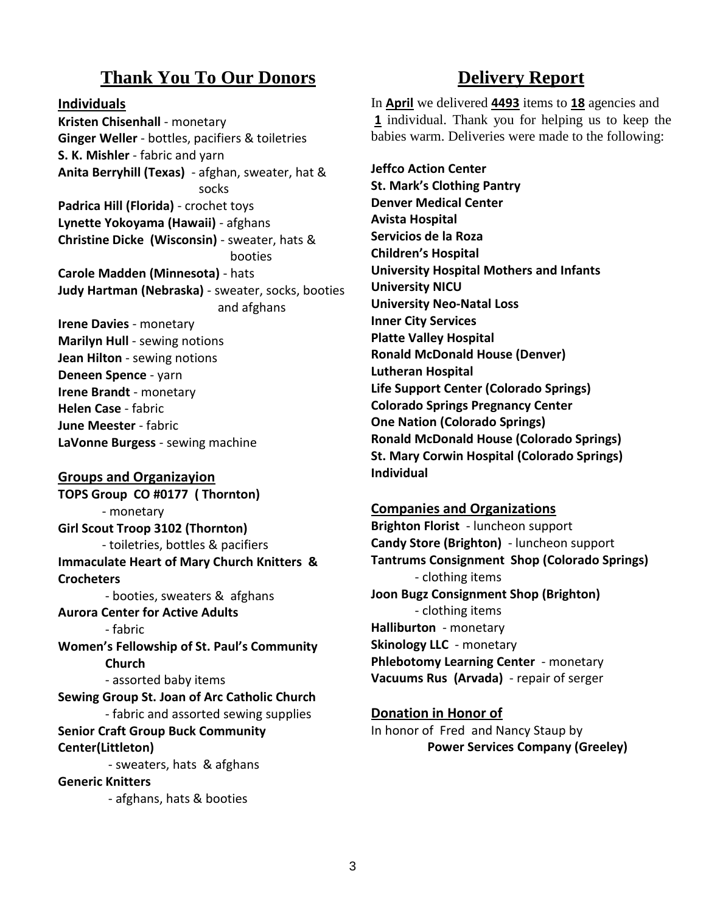## Thank You To Our Donors

**Individuals**

**Kristen Chisenhall** - monetary
**Ginger Weller** - bottles, pacifiers & toiletries
**S. K. Mishler** - fabric and yarn
**Anita Berryhill (Texas)** - afghan, sweater, hat & socks
**Padrica Hill (Florida)** - crochet toys
**Lynette Yokoyama (Hawaii)** - afghans
**Christine Dicke (Wisconsin)** - sweater, hats & booties
**Carole Madden (Minnesota)** - hats
**Judy Hartman (Nebraska)** - sweater, socks, booties and afghans
**Irene Davies** - monetary
**Marilyn Hull** - sewing notions
**Jean Hilton** - sewing notions
**Deneen Spence** - yarn
**Irene Brandt** - monetary
**Helen Case** - fabric
**June Meester** - fabric
**LaVonne Burgess** - sewing machine

**Groups and Organizayion**

**TOPS Group CO #0177 ( Thornton)**
- monetary

**Girl Scout Troop 3102 (Thornton)**
- toiletries, bottles & pacifiers

**Immaculate Heart of Mary Church Knitters & Crocheters**
- booties, sweaters & afghans

**Aurora Center for Active Adults**
- fabric

**Women's Fellowship of St. Paul's Community Church**
- assorted baby items

**Sewing Group St. Joan of Arc Catholic Church**
- fabric and assorted sewing supplies

**Senior Craft Group Buck Community Center(Littleton)**
- sweaters, hats & afghans

**Generic Knitters**
- afghans, hats & booties

## Delivery Report

In **April** we delivered **4493** items to **18** agencies and **1** individual. Thank you for helping us to keep the babies warm. Deliveries were made to the following:

**Jeffco Action Center**
**St. Mark's Clothing Pantry**
**Denver Medical Center**
**Avista Hospital**
**Servicios de la Roza**
**Children's Hospital**
**University Hospital Mothers and Infants**
**University NICU**
**University Neo-Natal Loss**
**Inner City Services**
**Platte Valley Hospital**
**Ronald McDonald House (Denver)**
**Lutheran Hospital**
**Life Support Center (Colorado Springs)**
**Colorado Springs Pregnancy Center**
**One Nation (Colorado Springs)**
**Ronald McDonald House (Colorado Springs)**
**St. Mary Corwin Hospital (Colorado Springs)**
**Individual**

**Companies and Organizations**

**Brighton Florist** - luncheon support
**Candy Store (Brighton)** - luncheon support
**Tantrums Consignment Shop (Colorado Springs)**
- clothing items

**Joon Bugz Consignment Shop (Brighton)**
- clothing items

**Halliburton** - monetary
**Skinology LLC** - monetary
**Phlebotomy Learning Center** - monetary
**Vacuums Rus (Arvada)** - repair of serger

**Donation in Honor of**

In honor of Fred and Nancy Staup by
**Power Services Company (Greeley)**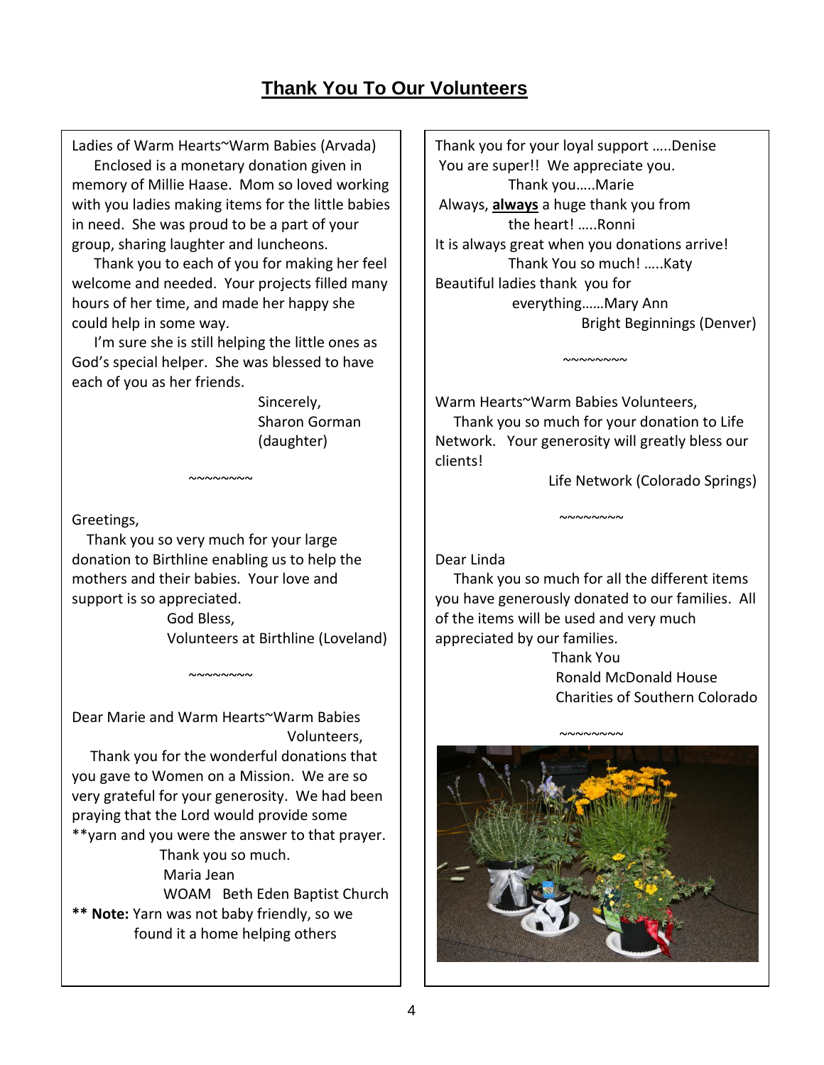# Thank You To Our Volunteers

Ladies of Warm Hearts~Warm Babies (Arvada)

Enclosed is a monetary donation given in memory of Millie Haase. Mom so loved working with you ladies making items for the little babies in need. She was proud to be a part of your group, sharing laughter and luncheons.

Thank you to each of you for making her feel welcome and needed. Your projects filled many hours of her time, and made her happy she could help in some way.

I'm sure she is still helping the little ones as God's special helper. She was blessed to have each of you as her friends.

Sincerely,
Sharon Gorman
(daughter)

~~~~~~~~

Greetings,

Thank you so very much for your large donation to Birthline enabling us to help the mothers and their babies. Your love and support is so appreciated.

God Bless,
Volunteers at Birthline (Loveland)

~~~~~~~~

Dear Marie and Warm Hearts~Warm Babies Volunteers,

Thank you for the wonderful donations that you gave to Women on a Mission. We are so very grateful for your generosity. We had been praying that the Lord would provide some **yarn and you were the answer to that prayer.

Thank you so much.
Maria Jean
WOAM Beth Eden Baptist Church

**\*\* Note:** Yarn was not baby friendly, so we found it a home helping others

Thank you for your loyal support …..Denise

You are super!! We appreciate you.
Thank you…..Marie

Always, **always** a huge thank you from the heart! …..Ronni

It is always great when you donations arrive!
Thank You so much! …..Katy

Beautiful ladies thank you for everything……Mary Ann

Bright Beginnings (Denver)

~~~~~~~~

Warm Hearts~Warm Babies Volunteers,

Thank you so much for your donation to Life Network. Your generosity will greatly bless our clients!

Life Network (Colorado Springs)

~~~~~~~~

Dear Linda

Thank you so much for all the different items you have generously donated to our families. All of the items will be used and very much appreciated by our families.

Thank You
Ronald McDonald House
Charities of Southern Colorado

~~~~~~~~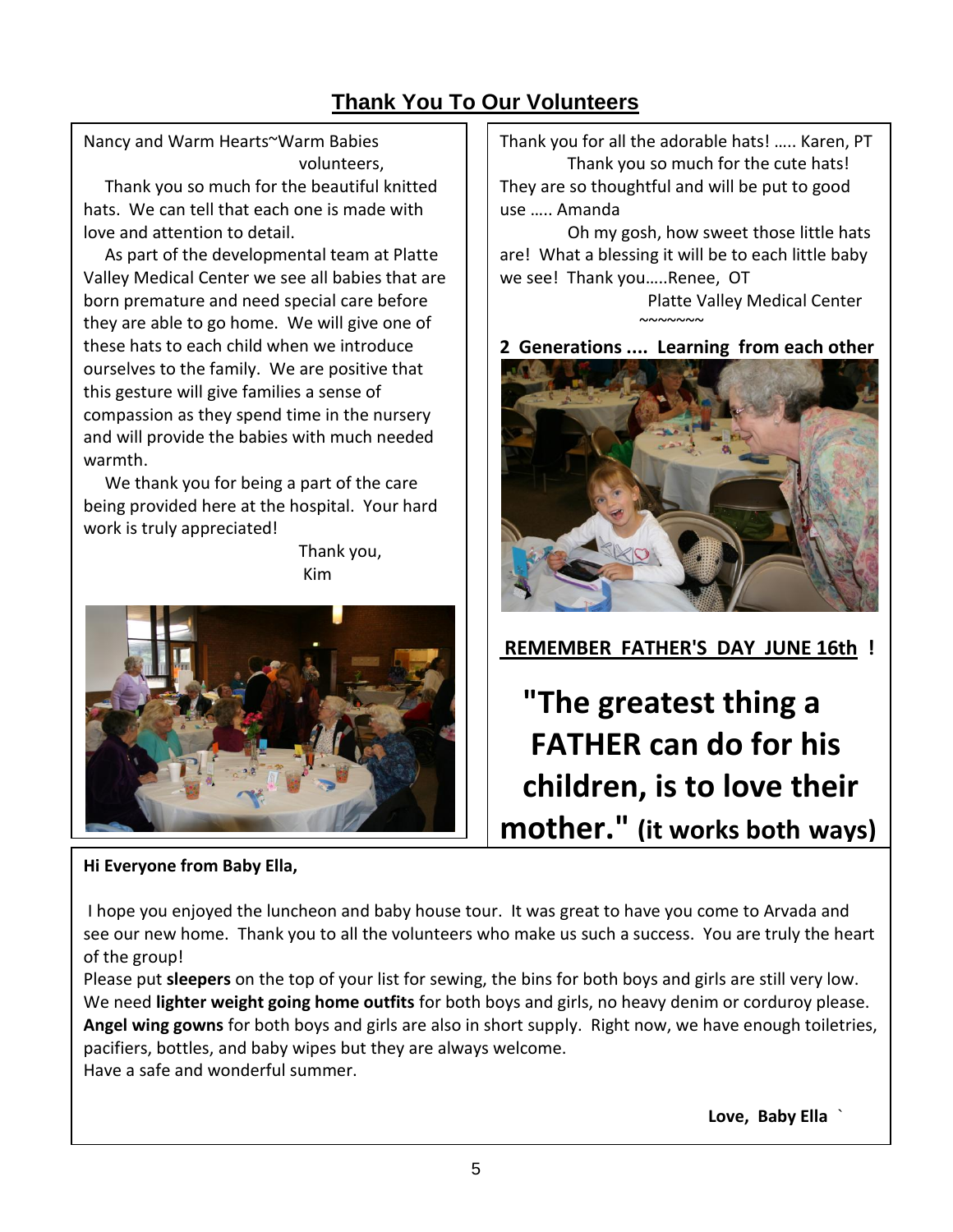## Thank You To Our Volunteers

Nancy and Warm Hearts~Warm Babies volunteers,

Thank you so much for the beautiful knitted hats. We can tell that each one is made with love and attention to detail.

As part of the developmental team at Platte Valley Medical Center we see all babies that are born premature and need special care before they are able to go home. We will give one of these hats to each child when we introduce ourselves to the family. We are positive that this gesture will give families a sense of compassion as they spend time in the nursery and will provide the babies with much needed warmth.

We thank you for being a part of the care being provided here at the hospital. Your hard work is truly appreciated!

Thank you,
Kim

Thank you for all the adorable hats! ….. Karen, PT

Thank you so much for the cute hats! They are so thoughtful and will be put to good use ….. Amanda

Oh my gosh, how sweet those little hats are! What a blessing it will be to each little baby we see! Thank you…..Renee, OT

Platte Valley Medical Center

~~~~~~~

**2 Generations .... Learning from each other**

**REMEMBER FATHER'S DAY JUNE 16th !**

**"The greatest thing a FATHER can do for his children, is to love their mother."** **(it works both ways)**

**Hi Everyone from Baby Ella,**

I hope you enjoyed the luncheon and baby house tour. It was great to have you come to Arvada and see our new home. Thank you to all the volunteers who make us such a success. You are truly the heart of the group!

Please put **sleepers** on the top of your list for sewing, the bins for both boys and girls are still very low. We need **lighter weight going home outfits** for both boys and girls, no heavy denim or corduroy please. **Angel wing gowns** for both boys and girls are also in short supply. Right now, we have enough toiletries, pacifiers, bottles, and baby wipes but they are always welcome.

Have a safe and wonderful summer.

**Love, Baby Ella**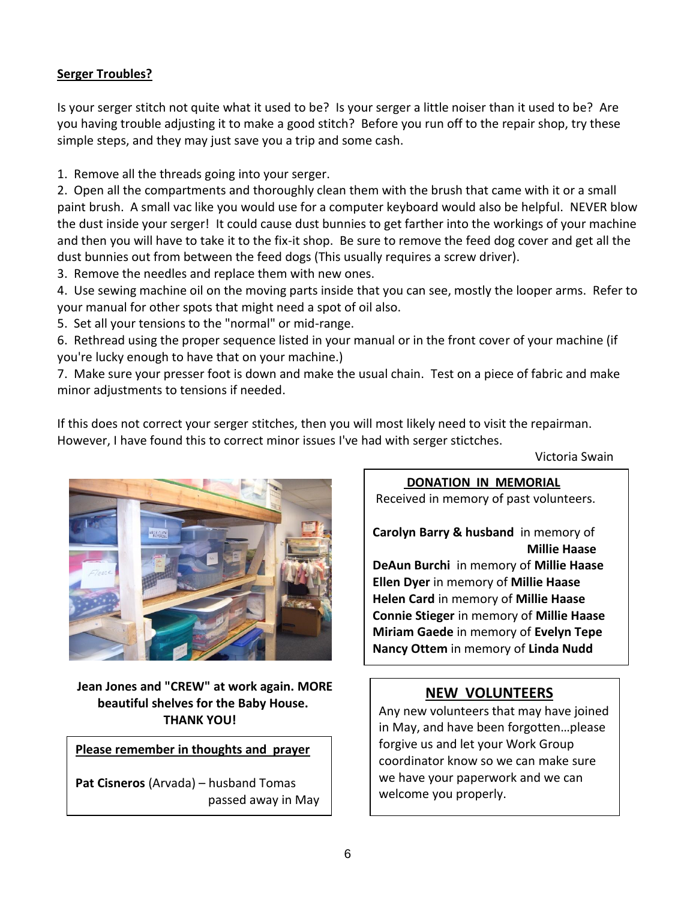**Serger Troubles?**

Is your serger stitch not quite what it used to be? Is your serger a little noiser than it used to be? Are you having trouble adjusting it to make a good stitch? Before you run off to the repair shop, try these simple steps, and they may just save you a trip and some cash.

1. Remove all the threads going into your serger.
2. Open all the compartments and thoroughly clean them with the brush that came with it or a small paint brush. A small vac like you would use for a computer keyboard would also be helpful. NEVER blow the dust inside your serger! It could cause dust bunnies to get farther into the workings of your machine and then you will have to take it to the fix-it shop. Be sure to remove the feed dog cover and get all the dust bunnies out from between the feed dogs (This usually requires a screw driver).
3. Remove the needles and replace them with new ones.
4. Use sewing machine oil on the moving parts inside that you can see, mostly the looper arms. Refer to your manual for other spots that might need a spot of oil also.
5. Set all your tensions to the "normal" or mid-range.
6. Rethread using the proper sequence listed in your manual or in the front cover of your machine (if you're lucky enough to have that on your machine.)
7. Make sure your presser foot is down and make the usual chain. Test on a piece of fabric and make minor adjustments to tensions if needed.

If this does not correct your serger stitches, then you will most likely need to visit the repairman. However, I have found this to correct minor issues I've had with serger stictches.

Victoria Swain

**Jean Jones and "CREW" at work again. MORE beautiful shelves for the Baby House. THANK YOU!**

**Please remember in thoughts and prayer**

**Pat Cisneros** (Arvada) – husband Tomas passed away in May

**DONATION IN MEMORIAL**

Received in memory of past volunteers.

**Carolyn Barry & husband** in memory of **Millie Haase**
**DeAun Burchi** in memory of **Millie Haase**
**Ellen Dyer** in memory of **Millie Haase**
**Helen Card** in memory of **Millie Haase**
**Connie Stieger** in memory of **Millie Haase**
**Miriam Gaede** in memory of **Evelyn Tepe**
**Nancy Ottem** in memory of **Linda Nudd**

**NEW VOLUNTEERS**

Any new volunteers that may have joined in May, and have been forgotten…please forgive us and let your Work Group coordinator know so we can make sure we have your paperwork and we can welcome you properly.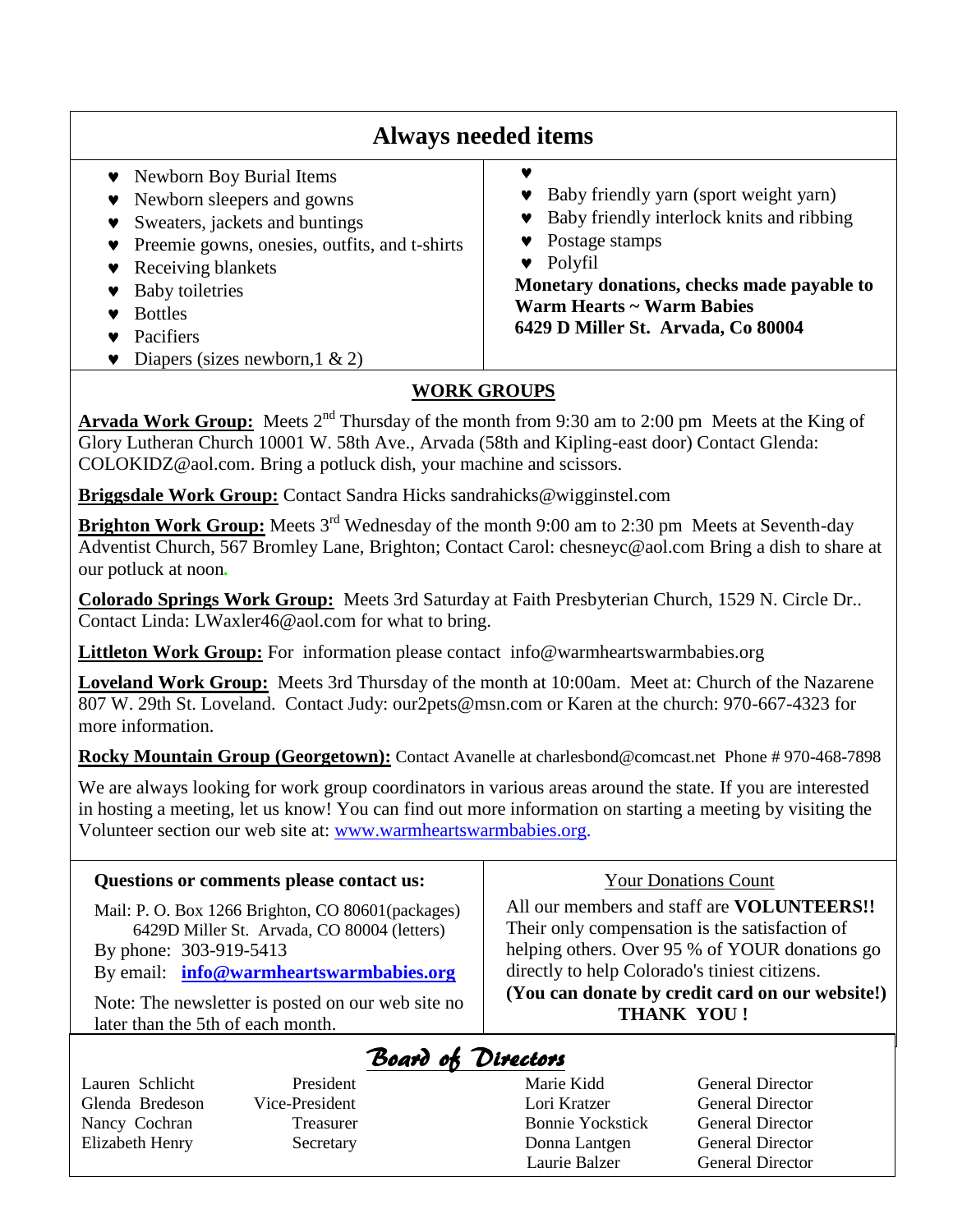## Always needed items

- Newborn Boy Burial Items
- Newborn sleepers and gowns
- Sweaters, jackets and buntings
- Preemie gowns, onesies, outfits, and t-shirts
- Receiving blankets
- Baby toiletries
- Bottles
- Pacifiers
- Diapers (sizes newborn,1 & 2)
- Baby friendly yarn (sport weight yarn)
- Baby friendly interlock knits and ribbing
- Postage stamps
- Polyfil

**Monetary donations, checks made payable to Warm Hearts ~ Warm Babies 6429 D Miller St. Arvada, Co 80004**

## WORK GROUPS

**Arvada Work Group:** Meets 2nd Thursday of the month from 9:30 am to 2:00 pm Meets at the King of Glory Lutheran Church 10001 W. 58th Ave., Arvada (58th and Kipling-east door) Contact Glenda: COLOKIDZ@aol.com. Bring a potluck dish, your machine and scissors.

**Briggsdale Work Group:** Contact Sandra Hicks sandrahicks@wigginstel.com

**Brighton Work Group:** Meets 3rd Wednesday of the month 9:00 am to 2:30 pm Meets at Seventh-day Adventist Church, 567 Bromley Lane, Brighton; Contact Carol: chesneyc@aol.com Bring a dish to share at our potluck at noon.

**Colorado Springs Work Group:** Meets 3rd Saturday at Faith Presbyterian Church, 1529 N. Circle Dr.. Contact Linda: LWaxler46@aol.com for what to bring.

**Littleton Work Group:** For information please contact info@warmheartswarmbabies.org

**Loveland Work Group:** Meets 3rd Thursday of the month at 10:00am. Meet at: Church of the Nazarene 807 W. 29th St. Loveland. Contact Judy: our2pets@msn.com or Karen at the church: 970-667-4323 for more information.

**Rocky Mountain Group (Georgetown):** Contact Avanelle at charlesbond@comcast.net Phone # 970-468-7898

We are always looking for work group coordinators in various areas around the state. If you are interested in hosting a meeting, let us know! You can find out more information on starting a meeting by visiting the Volunteer section our web site at: www.warmheartswarmbabies.org.

**Questions or comments please contact us:**

Mail: P. O. Box 1266 Brighton, CO 80601(packages)
6429D Miller St. Arvada, CO 80004 (letters)
By phone: 303-919-5413
By email: **info@warmheartswarmbabies.org**

Note: The newsletter is posted on our web site no later than the 5th of each month.

Your Donations Count

All our members and staff are **VOLUNTEERS!!** Their only compensation is the satisfaction of helping others. Over 95 % of YOUR donations go directly to help Colorado's tiniest citizens.
**(You can donate by credit card on our website!)**
**THANK YOU !**

## *Board of Directors*

| | | | |
|---|---|---|---|
| Lauren Schlicht | President | Marie Kidd | General Director |
| Glenda Bredeson | Vice-President | Lori Kratzer | General Director |
| Nancy Cochran | Treasurer | Bonnie Yockstick | General Director |
| Elizabeth Henry | Secretary | Donna Lantgen | General Director |
| | | Laurie Balzer | General Director |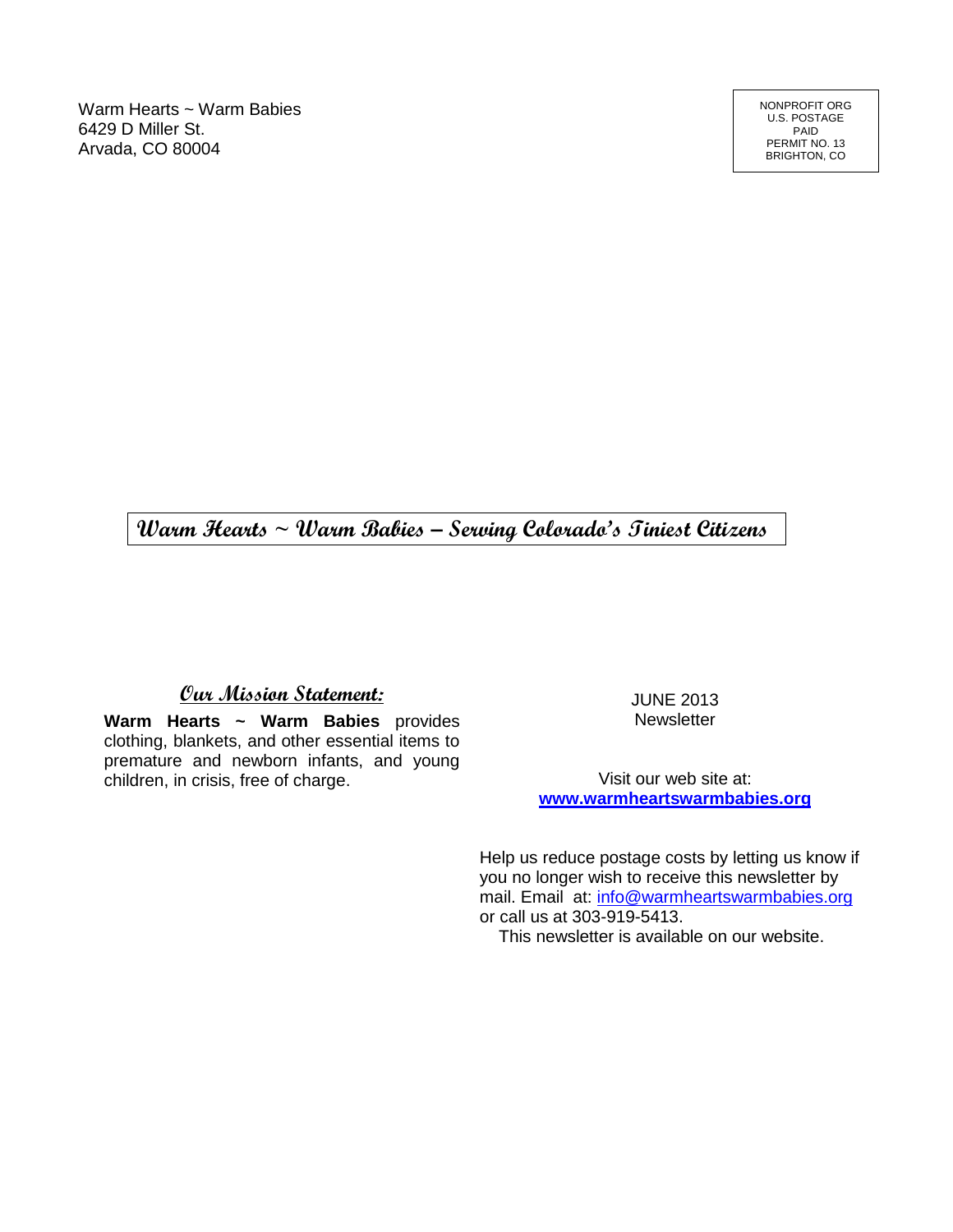Warm Hearts ~ Warm Babies
6429 D Miller St.
Arvada, CO 80004

NONPROFIT ORG
U.S. POSTAGE
PAID
PERMIT NO. 13
BRIGHTON, CO

## Warm Hearts ~ Warm Babies – Serving Colorado's Tiniest Citizens

### Our Mission Statement:

**Warm Hearts ~ Warm Babies** provides clothing, blankets, and other essential items to premature and newborn infants, and young children, in crisis, free of charge.

JUNE 2013
Newsletter

Visit our web site at:
**www.warmheartswarmbabies.org**

Help us reduce postage costs by letting us know if you no longer wish to receive this newsletter by mail. Email at: info@warmheartswarmbabies.org or call us at 303-919-5413.
This newsletter is available on our website.